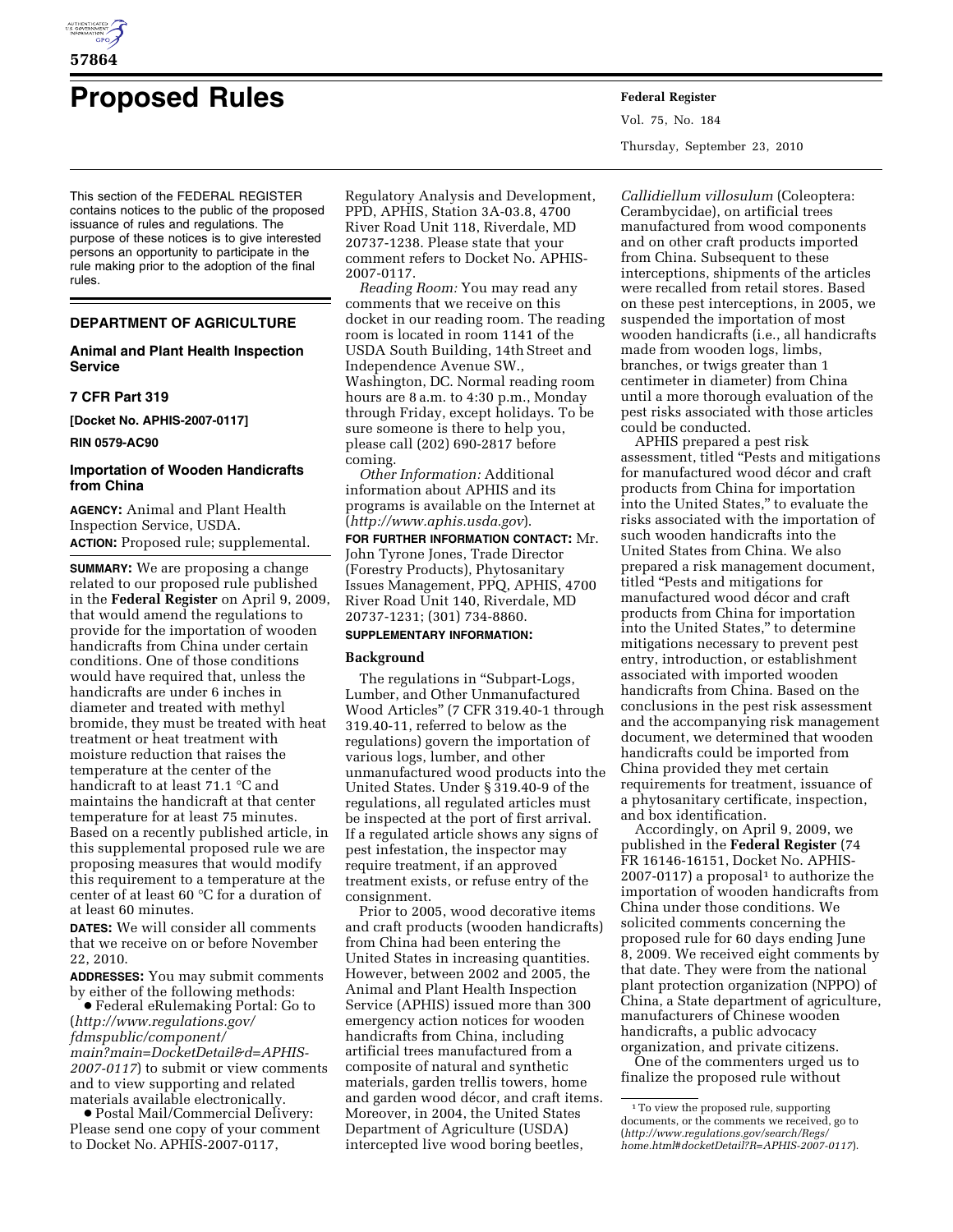# Proposed Rules

This section of the FEDERAL REGISTER contains notices to the public of the proposed issuance of rules and regulations. The purpose of these notices is to give interested persons an opportunity to participate in the rule making prior to the adoption of the final rules.

## DEPARTMENT OF AGRICULTURE

### Animal and Plant Health Inspection Service

### 7 CFR Part 319

**[Docket No. APHIS-2007-0117]**

**RIN 0579-AC90**

### Importation of Wooden Handicrafts from China

**AGENCY:** Animal and Plant Health Inspection Service, USDA.

**ACTION:** Proposed rule; supplemental.

**SUMMARY:** We are proposing a change related to our proposed rule published in the **Federal Register** on April 9, 2009, that would amend the regulations to provide for the importation of wooden handicrafts from China under certain conditions. One of those conditions would have required that, unless the handicrafts are under 6 inches in diameter and treated with methyl bromide, they must be treated with heat treatment or heat treatment with moisture reduction that raises the temperature at the center of the handicraft to at least 71.1 °C and maintains the handicraft at that center temperature for at least 75 minutes. Based on a recently published article, in this supplemental proposed rule we are proposing measures that would modify this requirement to a temperature at the center of at least 60 °C for a duration of at least 60 minutes.

**DATES:** We will consider all comments that we receive on or before November 22, 2010.

**ADDRESSES:** You may submit comments by either of the following methods:

- Federal eRulemaking Portal: Go to (*http://www.regulations.gov/fdmspublic/component/main?main=DocketDetail&d=APHIS-2007-0117*) to submit or view comments and to view supporting and related materials available electronically.
- Postal Mail/Commercial Delivery: Please send one copy of your comment to Docket No. APHIS-2007-0117, Regulatory Analysis and Development, PPD, APHIS, Station 3A-03.8, 4700 River Road Unit 118, Riverdale, MD 20737-1238. Please state that your comment refers to Docket No. APHIS-2007-0117.

*Reading Room:* You may read any comments that we receive on this docket in our reading room. The reading room is located in room 1141 of the USDA South Building, 14th Street and Independence Avenue SW., Washington, DC. Normal reading room hours are 8 a.m. to 4:30 p.m., Monday through Friday, except holidays. To be sure someone is there to help you, please call (202) 690-2817 before coming.

*Other Information:* Additional information about APHIS and its programs is available on the Internet at (*http://www.aphis.usda.gov*).

**FOR FURTHER INFORMATION CONTACT:** Mr. John Tyrone Jones, Trade Director (Forestry Products), Phytosanitary Issues Management, PPQ, APHIS, 4700 River Road Unit 140, Riverdale, MD 20737-1231; (301) 734-8860.

**SUPPLEMENTARY INFORMATION:**

## Background

The regulations in "Subpart-Logs, Lumber, and Other Unmanufactured Wood Articles" (7 CFR 319.40-1 through 319.40-11, referred to below as the regulations) govern the importation of various logs, lumber, and other unmanufactured wood products into the United States. Under § 319.40-9 of the regulations, all regulated articles must be inspected at the port of first arrival. If a regulated article shows any signs of pest infestation, the inspector may require treatment, if an approved treatment exists, or refuse entry of the consignment.

Prior to 2005, wood decorative items and craft products (wooden handicrafts) from China had been entering the United States in increasing quantities. However, between 2002 and 2005, the Animal and Plant Health Inspection Service (APHIS) issued more than 300 emergency action notices for wooden handicrafts from China, including artificial trees manufactured from a composite of natural and synthetic materials, garden trellis towers, home and garden wood décor, and craft items. Moreover, in 2004, the United States Department of Agriculture (USDA) intercepted live wood boring beetles, *Callidiellum villosulum* (Coleoptera: Cerambycidae), on artificial trees manufactured from wood components and on other craft products imported from China. Subsequent to these interceptions, shipments of the articles were recalled from retail stores. Based on these pest interceptions, in 2005, we suspended the importation of most wooden handicrafts (i.e., all handicrafts made from wooden logs, limbs, branches, or twigs greater than 1 centimeter in diameter) from China until a more thorough evaluation of the pest risks associated with those articles could be conducted.

APHIS prepared a pest risk assessment, titled "Pests and mitigations for manufactured wood décor and craft products from China for importation into the United States," to evaluate the risks associated with the importation of such wooden handicrafts into the United States from China. We also prepared a risk management document, titled "Pests and mitigations for manufactured wood décor and craft products from China for importation into the United States," to determine mitigations necessary to prevent pest entry, introduction, or establishment associated with imported wooden handicrafts from China. Based on the conclusions in the pest risk assessment and the accompanying risk management document, we determined that wooden handicrafts could be imported from China provided they met certain requirements for treatment, issuance of a phytosanitary certificate, inspection, and box identification.

Accordingly, on April 9, 2009, we published in the **Federal Register** (74 FR 16146-16151, Docket No. APHIS-2007-0117) a proposal[1] to authorize the importation of wooden handicrafts from China under those conditions. We solicited comments concerning the proposed rule for 60 days ending June 8, 2009. We received eight comments by that date. They were from the national plant protection organization (NPPO) of China, a State department of agriculture, manufacturers of Chinese wooden handicrafts, a public advocacy organization, and private citizens.

One of the commenters urged us to finalize the proposed rule without

[1] To view the proposed rule, supporting documents, or the comments we received, go to (*http://www.regulations.gov/search/Regs/home.html#docketDetail?R=APHIS-2007-0117*).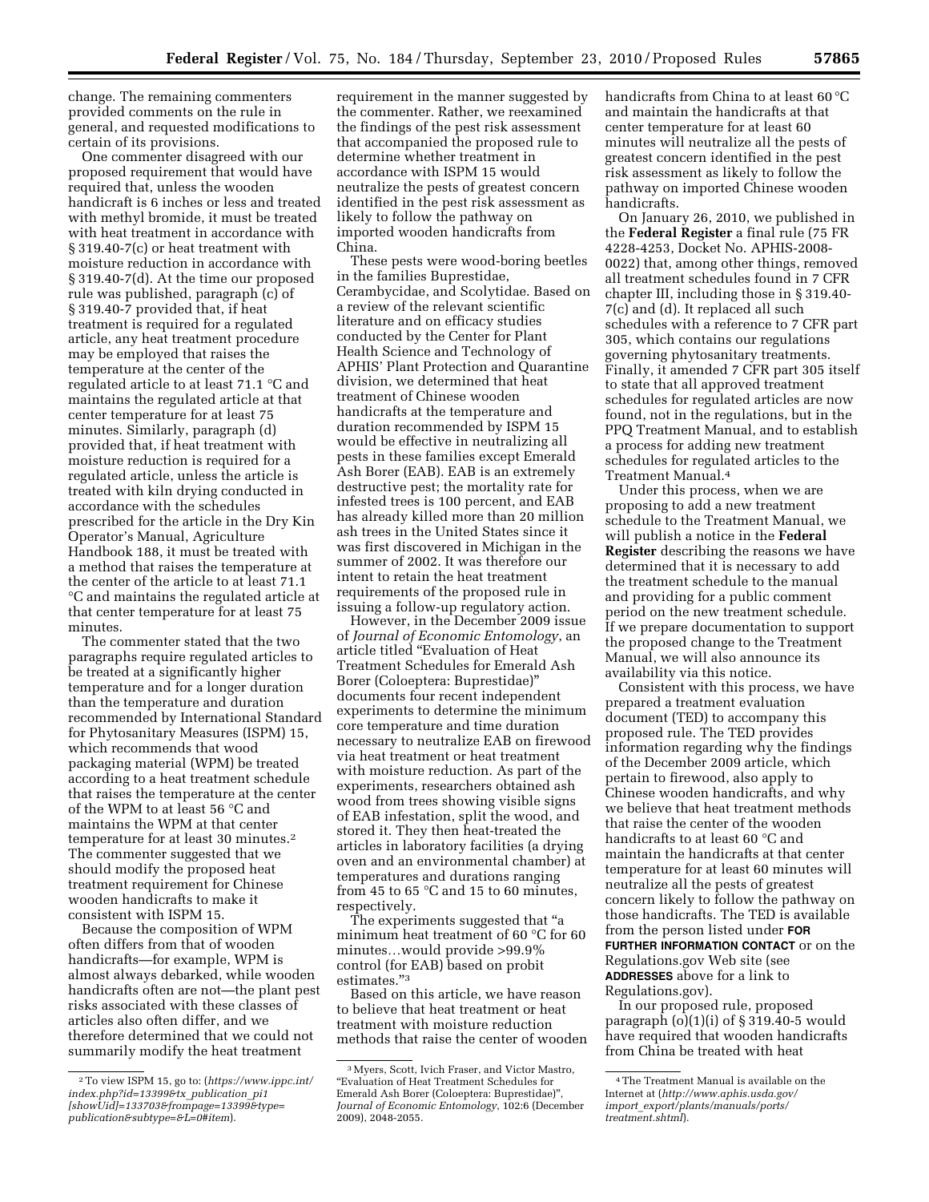change. The remaining commenters provided comments on the rule in general, and requested modifications to certain of its provisions.

One commenter disagreed with our proposed requirement that would have required that, unless the wooden handicraft is 6 inches or less and treated with methyl bromide, it must be treated with heat treatment in accordance with § 319.40-7(c) or heat treatment with moisture reduction in accordance with § 319.40-7(d). At the time our proposed rule was published, paragraph (c) of § 319.40-7 provided that, if heat treatment is required for a regulated article, any heat treatment procedure may be employed that raises the temperature at the center of the regulated article to at least 71.1 °C and maintains the regulated article at that center temperature for at least 75 minutes. Similarly, paragraph (d) provided that, if heat treatment with moisture reduction is required for a regulated article, unless the article is treated with kiln drying conducted in accordance with the schedules prescribed for the article in the Dry Kin Operator's Manual, Agriculture Handbook 188, it must be treated with a method that raises the temperature at the center of the article to at least 71.1 °C and maintains the regulated article at that center temperature for at least 75 minutes.

The commenter stated that the two paragraphs require regulated articles to be treated at a significantly higher temperature and for a longer duration than the temperature and duration recommended by International Standard for Phytosanitary Measures (ISPM) 15, which recommends that wood packaging material (WPM) be treated according to a heat treatment schedule that raises the temperature at the center of the WPM to at least 56 °C and maintains the WPM at that center temperature for at least 30 minutes.[2] The commenter suggested that we should modify the proposed heat treatment requirement for Chinese wooden handicrafts to make it consistent with ISPM 15.

Because the composition of WPM often differs from that of wooden handicrafts—for example, WPM is almost always debarked, while wooden handicrafts often are not—the plant pest risks associated with these classes of articles also often differ, and we therefore determined that we could not summarily modify the heat treatment requirement in the manner suggested by the commenter. Rather, we reexamined the findings of the pest risk assessment that accompanied the proposed rule to determine whether treatment in accordance with ISPM 15 would neutralize the pests of greatest concern identified in the pest risk assessment as likely to follow the pathway on imported wooden handicrafts from China.

These pests were wood-boring beetles in the families Buprestidae, Cerambycidae, and Scolytidae. Based on a review of the relevant scientific literature and on efficacy studies conducted by the Center for Plant Health Science and Technology of APHIS' Plant Protection and Quarantine division, we determined that heat treatment of Chinese wooden handicrafts at the temperature and duration recommended by ISPM 15 would be effective in neutralizing all pests in these families except Emerald Ash Borer (EAB). EAB is an extremely destructive pest; the mortality rate for infested trees is 100 percent, and EAB has already killed more than 20 million ash trees in the United States since it was first discovered in Michigan in the summer of 2002. It was therefore our intent to retain the heat treatment requirements of the proposed rule in issuing a follow-up regulatory action.

However, in the December 2009 issue of *Journal of Economic Entomology*, an article titled "Evaluation of Heat Treatment Schedules for Emerald Ash Borer (Coloeptera: Buprestidae)" documents four recent independent experiments to determine the minimum core temperature and time duration necessary to neutralize EAB on firewood via heat treatment or heat treatment with moisture reduction. As part of the experiments, researchers obtained ash wood from trees showing visible signs of EAB infestation, split the wood, and stored it. They then heat-treated the articles in laboratory facilities (a drying oven and an environmental chamber) at temperatures and durations ranging from 45 to 65 °C and 15 to 60 minutes, respectively.

The experiments suggested that "a minimum heat treatment of 60 °C for 60 minutes…would provide >99.9% control (for EAB) based on probit estimates."[3]

Based on this article, we have reason to believe that heat treatment or heat treatment with moisture reduction methods that raise the center of wooden handicrafts from China to at least 60 °C and maintain the handicrafts at that center temperature for at least 60 minutes will neutralize all the pests of greatest concern identified in the pest risk assessment as likely to follow the pathway on imported Chinese wooden handicrafts.

On January 26, 2010, we published in the **Federal Register** a final rule (75 FR 4228-4253, Docket No. APHIS-2008-0022) that, among other things, removed all treatment schedules found in 7 CFR chapter III, including those in § 319.40-7(c) and (d). It replaced all such schedules with a reference to 7 CFR part 305, which contains our regulations governing phytosanitary treatments. Finally, it amended 7 CFR part 305 itself to state that all approved treatment schedules for regulated articles are now found, not in the regulations, but in the PPQ Treatment Manual, and to establish a process for adding new treatment schedules for regulated articles to the Treatment Manual.[4]

Under this process, when we are proposing to add a new treatment schedule to the Treatment Manual, we will publish a notice in the **Federal Register** describing the reasons we have determined that it is necessary to add the treatment schedule to the manual and providing for a public comment period on the new treatment schedule. If we prepare documentation to support the proposed change to the Treatment Manual, we will also announce its availability via this notice.

Consistent with this process, we have prepared a treatment evaluation document (TED) to accompany this proposed rule. The TED provides information regarding why the findings of the December 2009 article, which pertain to firewood, also apply to Chinese wooden handicrafts, and why we believe that heat treatment methods that raise the center of the wooden handicrafts to at least 60 °C and maintain the handicrafts at that center temperature for at least 60 minutes will neutralize all the pests of greatest concern likely to follow the pathway on those handicrafts. The TED is available from the person listed under **FOR FURTHER INFORMATION CONTACT** or on the Regulations.gov Web site (see **ADDRESSES** above for a link to Regulations.gov).

In our proposed rule, proposed paragraph (o)(1)(i) of § 319.40-5 would have required that wooden handicrafts from China be treated with heat

---

[2] To view ISPM 15, go to: (*https://www.ippc.int/index.php?id=13399&tx_publication_pi1[showUid]=133703&frompage=13399&type=publication&subtype=&L=0#item*).

[3] Myers, Scott, Ivich Fraser, and Victor Mastro, "Evaluation of Heat Treatment Schedules for Emerald Ash Borer (Coloeptera: Buprestidae)", *Journal of Economic Entomology*, 102:6 (December 2009), 2048-2055.

[4] The Treatment Manual is available on the Internet at (*http://www.aphis.usda.gov/import_export/plants/manuals/ports/treatment.shtml*).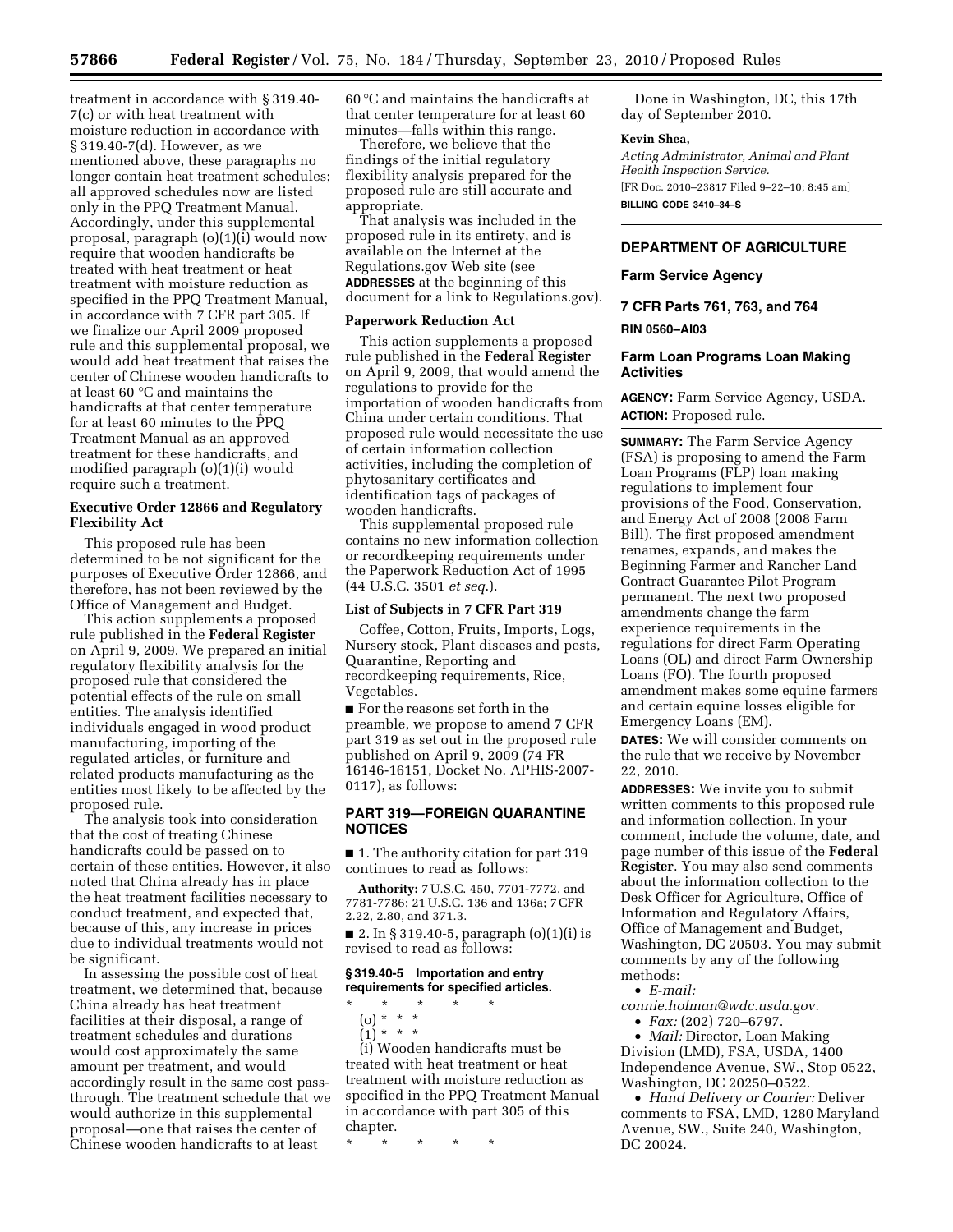treatment in accordance with § 319.40-7(c) or with heat treatment with moisture reduction in accordance with § 319.40-7(d). However, as we mentioned above, these paragraphs no longer contain heat treatment schedules; all approved schedules now are listed only in the PPQ Treatment Manual. Accordingly, under this supplemental proposal, paragraph (o)(1)(i) would now require that wooden handicrafts be treated with heat treatment or heat treatment with moisture reduction as specified in the PPQ Treatment Manual, in accordance with 7 CFR part 305. If we finalize our April 2009 proposed rule and this supplemental proposal, we would add heat treatment that raises the center of Chinese wooden handicrafts to at least 60 °C and maintains the handicrafts at that center temperature for at least 60 minutes to the PPQ Treatment Manual as an approved treatment for these handicrafts, and modified paragraph (o)(1)(i) would require such a treatment.

### Executive Order 12866 and Regulatory Flexibility Act

This proposed rule has been determined to be not significant for the purposes of Executive Order 12866, and therefore, has not been reviewed by the Office of Management and Budget.

This action supplements a proposed rule published in the **Federal Register** on April 9, 2009. We prepared an initial regulatory flexibility analysis for the proposed rule that considered the potential effects of the rule on small entities. The analysis identified individuals engaged in wood product manufacturing, importing of the regulated articles, or furniture and related products manufacturing as the entities most likely to be affected by the proposed rule.

The analysis took into consideration that the cost of treating Chinese handicrafts could be passed on to certain of these entities. However, it also noted that China already has in place the heat treatment facilities necessary to conduct treatment, and expected that, because of this, any increase in prices due to individual treatments would not be significant.

In assessing the possible cost of heat treatment, we determined that, because China already has heat treatment facilities at their disposal, a range of treatment schedules and durations would cost approximately the same amount per treatment, and would accordingly result in the same cost pass-through. The treatment schedule that we would authorize in this supplemental proposal—one that raises the center of Chinese wooden handicrafts to at least 60 °C and maintains the handicrafts at that center temperature for at least 60 minutes—falls within this range.

Therefore, we believe that the findings of the initial regulatory flexibility analysis prepared for the proposed rule are still accurate and appropriate.

That analysis was included in the proposed rule in its entirety, and is available on the Internet at the Regulations.gov Web site (see **ADDRESSES** at the beginning of this document for a link to Regulations.gov).

### Paperwork Reduction Act

This action supplements a proposed rule published in the **Federal Register** on April 9, 2009, that would amend the regulations to provide for the importation of wooden handicrafts from China under certain conditions. That proposed rule would necessitate the use of certain information collection activities, including the completion of phytosanitary certificates and identification tags of packages of wooden handicrafts.

This supplemental proposed rule contains no new information collection or recordkeeping requirements under the Paperwork Reduction Act of 1995 (44 U.S.C. 3501 *et seq.*).

### List of Subjects in 7 CFR Part 319

Coffee, Cotton, Fruits, Imports, Logs, Nursery stock, Plant diseases and pests, Quarantine, Reporting and recordkeeping requirements, Rice, Vegetables.

■ For the reasons set forth in the preamble, we propose to amend 7 CFR part 319 as set out in the proposed rule published on April 9, 2009 (74 FR 16146-16151, Docket No. APHIS-2007-0117), as follows:

## PART 319—FOREIGN QUARANTINE NOTICES

■ 1. The authority citation for part 319 continues to read as follows:

**Authority:** 7 U.S.C. 450, 7701-7772, and 7781-7786; 21 U.S.C. 136 and 136a; 7 CFR 2.22, 2.80, and 371.3.

■ 2. In § 319.40-5, paragraph (o)(1)(i) is revised to read as follows:

#### § 319.40-5 Importation and entry requirements for specified articles.

\* \* \* \* \*

(o) \* \* \*

(1) \* \* \*

(i) Wooden handicrafts must be treated with heat treatment or heat treatment with moisture reduction as specified in the PPQ Treatment Manual in accordance with part 305 of this chapter.

\* \* \* \* \*

Done in Washington, DC, this 17th day of September 2010.

**Kevin Shea,**

*Acting Administrator, Animal and Plant Health Inspection Service.*

[FR Doc. 2010–23817 Filed 9–22–10; 8:45 am]

**BILLING CODE 3410–34–S**

---

## DEPARTMENT OF AGRICULTURE

## Farm Service Agency

## 7 CFR Parts 761, 763, and 764

**RIN 0560–AI03**

## Farm Loan Programs Loan Making Activities

**AGENCY:** Farm Service Agency, USDA.

**ACTION:** Proposed rule.

**SUMMARY:** The Farm Service Agency (FSA) is proposing to amend the Farm Loan Programs (FLP) loan making regulations to implement four provisions of the Food, Conservation, and Energy Act of 2008 (2008 Farm Bill). The first proposed amendment renames, expands, and makes the Beginning Farmer and Rancher Land Contract Guarantee Pilot Program permanent. The next two proposed amendments change the farm experience requirements in the regulations for direct Farm Operating Loans (OL) and direct Farm Ownership Loans (FO). The fourth proposed amendment makes some equine farmers and certain equine losses eligible for Emergency Loans (EM).

**DATES:** We will consider comments on the rule that we receive by November 22, 2010.

**ADDRESSES:** We invite you to submit written comments to this proposed rule and information collection. In your comment, include the volume, date, and page number of this issue of the **Federal Register**. You may also send comments about the information collection to the Desk Officer for Agriculture, Office of Information and Regulatory Affairs, Office of Management and Budget, Washington, DC 20503. You may submit comments by any of the following methods:

- *E-mail: connie.holman@wdc.usda.gov.*
- *Fax:* (202) 720–6797.
- *Mail:* Director, Loan Making Division (LMD), FSA, USDA, 1400 Independence Avenue, SW., Stop 0522, Washington, DC 20250–0522.
- *Hand Delivery or Courier:* Deliver comments to FSA, LMD, 1280 Maryland Avenue, SW., Suite 240, Washington, DC 20024.